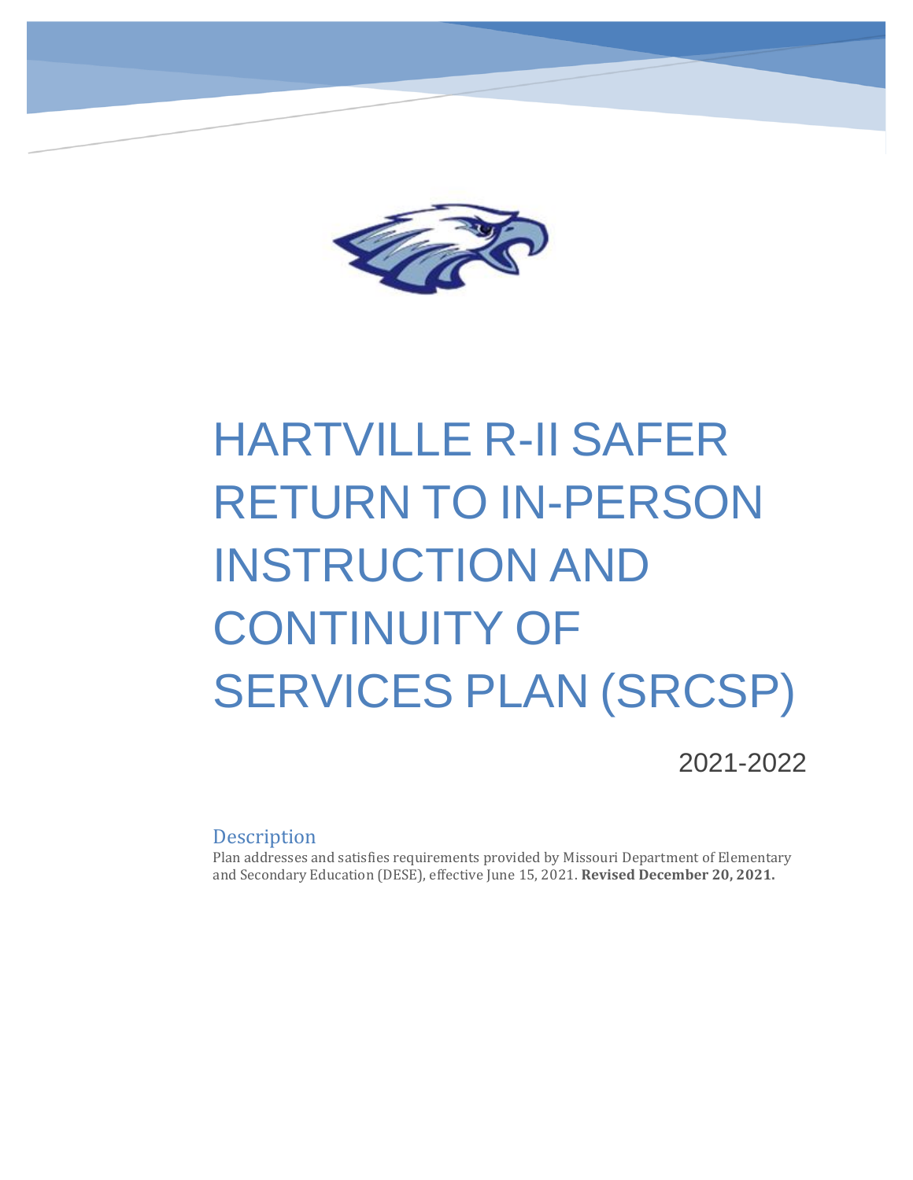# HARTVILLE R-II SAFER RETURN TO IN-PERSON INSTRUCTION AND CONTINUITY OF SERVICES PLAN (SRCSP)

2021-2022

## Description

Plan addresses and satisfies requirements provided by Missouri Department of Elementary and Secondary Education (DESE), effective June 15, 2021. **Revised December 20, 2021.**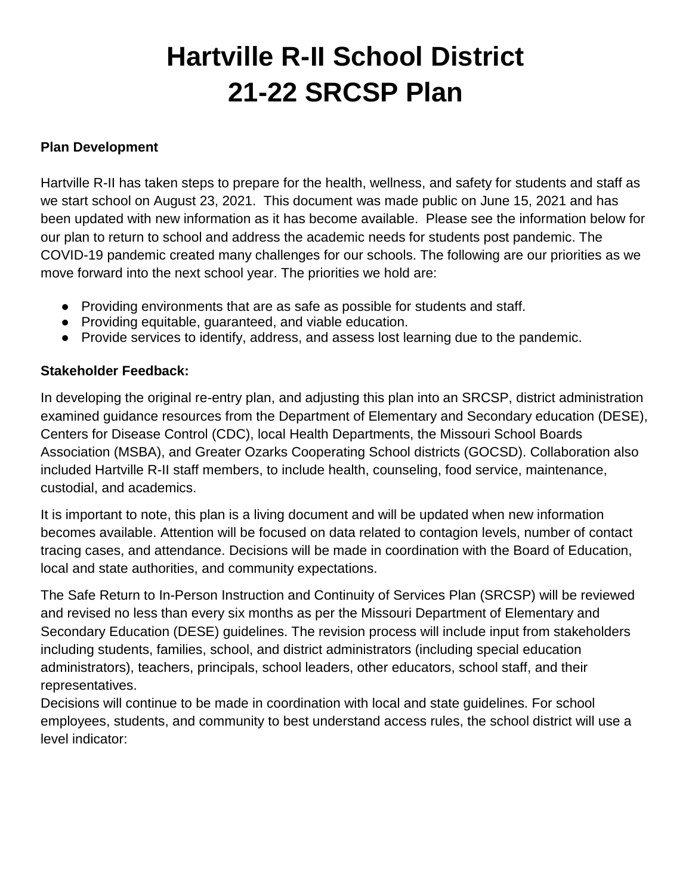# Hartville R-II School District
# 21-22 SRCSP Plan

**Plan Development**

Hartville R-II has taken steps to prepare for the health, wellness, and safety for students and staff as we start school on August 23, 2021. This document was made public on June 15, 2021 and has been updated with new information as it has become available. Please see the information below for our plan to return to school and address the academic needs for students post pandemic. The COVID-19 pandemic created many challenges for our schools. The following are our priorities as we move forward into the next school year. The priorities we hold are:

- Providing environments that are as safe as possible for students and staff.
- Providing equitable, guaranteed, and viable education.
- Provide services to identify, address, and assess lost learning due to the pandemic.

**Stakeholder Feedback:**

In developing the original re-entry plan, and adjusting this plan into an SRCSP, district administration examined guidance resources from the Department of Elementary and Secondary education (DESE), Centers for Disease Control (CDC), local Health Departments, the Missouri School Boards Association (MSBA), and Greater Ozarks Cooperating School districts (GOCSD). Collaboration also included Hartville R-II staff members, to include health, counseling, food service, maintenance, custodial, and academics.

It is important to note, this plan is a living document and will be updated when new information becomes available. Attention will be focused on data related to contagion levels, number of contact tracing cases, and attendance. Decisions will be made in coordination with the Board of Education, local and state authorities, and community expectations.

The Safe Return to In-Person Instruction and Continuity of Services Plan (SRCSP) will be reviewed and revised no less than every six months as per the Missouri Department of Elementary and Secondary Education (DESE) guidelines. The revision process will include input from stakeholders including students, families, school, and district administrators (including special education administrators), teachers, principals, school leaders, other educators, school staff, and their representatives.

Decisions will continue to be made in coordination with local and state guidelines. For school employees, students, and community to best understand access rules, the school district will use a level indicator: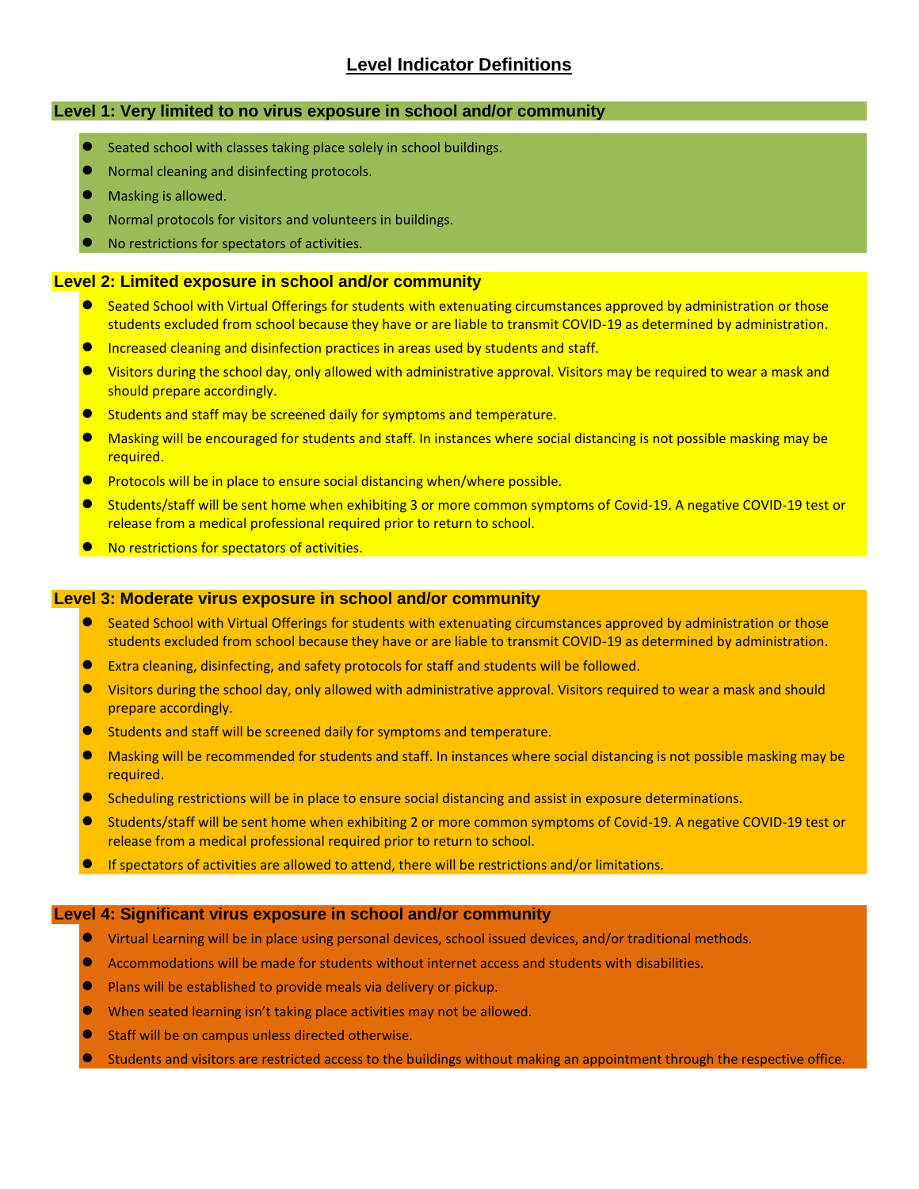# Level Indicator Definitions

## Level 1: Very limited to no virus exposure in school and/or community

- Seated school with classes taking place solely in school buildings.
- Normal cleaning and disinfecting protocols.
- Masking is allowed.
- Normal protocols for visitors and volunteers in buildings.
- No restrictions for spectators of activities.

## Level 2: Limited exposure in school and/or community

- Seated School with Virtual Offerings for students with extenuating circumstances approved by administration or those students excluded from school because they have or are liable to transmit COVID-19 as determined by administration.
- Increased cleaning and disinfection practices in areas used by students and staff.
- Visitors during the school day, only allowed with administrative approval. Visitors may be required to wear a mask and should prepare accordingly.
- Students and staff may be screened daily for symptoms and temperature.
- Masking will be encouraged for students and staff. In instances where social distancing is not possible masking may be required.
- Protocols will be in place to ensure social distancing when/where possible.
- Students/staff will be sent home when exhibiting 3 or more common symptoms of Covid-19. A negative COVID-19 test or release from a medical professional required prior to return to school.
- No restrictions for spectators of activities.

## Level 3: Moderate virus exposure in school and/or community

- Seated School with Virtual Offerings for students with extenuating circumstances approved by administration or those students excluded from school because they have or are liable to transmit COVID-19 as determined by administration.
- Extra cleaning, disinfecting, and safety protocols for staff and students will be followed.
- Visitors during the school day, only allowed with administrative approval. Visitors required to wear a mask and should prepare accordingly.
- Students and staff will be screened daily for symptoms and temperature.
- Masking will be recommended for students and staff. In instances where social distancing is not possible masking may be required.
- Scheduling restrictions will be in place to ensure social distancing and assist in exposure determinations.
- Students/staff will be sent home when exhibiting 2 or more common symptoms of Covid-19. A negative COVID-19 test or release from a medical professional required prior to return to school.
- If spectators of activities are allowed to attend, there will be restrictions and/or limitations.

## Level 4: Significant virus exposure in school and/or community

- Virtual Learning will be in place using personal devices, school issued devices, and/or traditional methods.
- Accommodations will be made for students without internet access and students with disabilities.
- Plans will be established to provide meals via delivery or pickup.
- When seated learning isn't taking place activities may not be allowed.
- Staff will be on campus unless directed otherwise.
- Students and visitors are restricted access to the buildings without making an appointment through the respective office.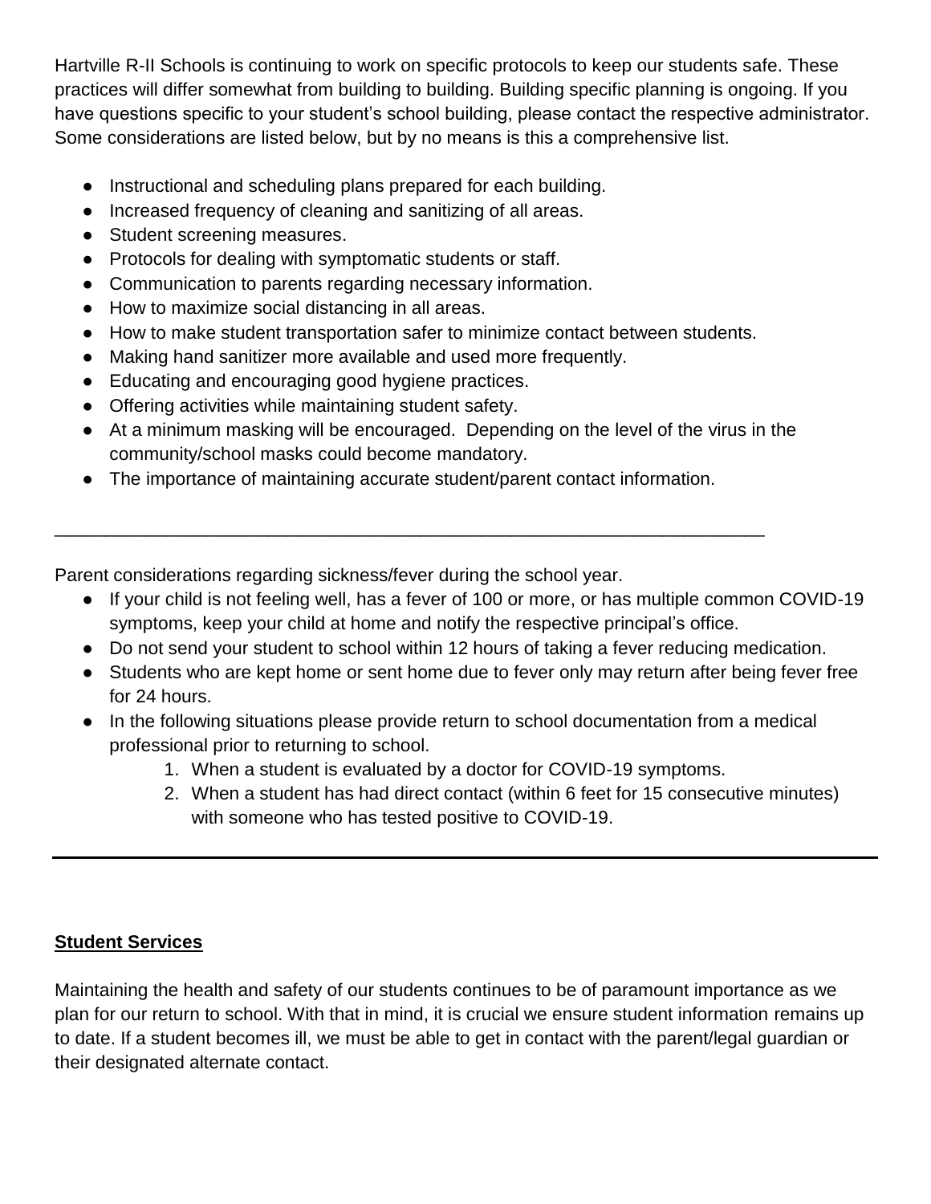Hartville R-II Schools is continuing to work on specific protocols to keep our students safe. These practices will differ somewhat from building to building. Building specific planning is ongoing. If you have questions specific to your student's school building, please contact the respective administrator. Some considerations are listed below, but by no means is this a comprehensive list.

- Instructional and scheduling plans prepared for each building.
- Increased frequency of cleaning and sanitizing of all areas.
- Student screening measures.
- Protocols for dealing with symptomatic students or staff.
- Communication to parents regarding necessary information.
- How to maximize social distancing in all areas.
- How to make student transportation safer to minimize contact between students.
- Making hand sanitizer more available and used more frequently.
- Educating and encouraging good hygiene practices.
- Offering activities while maintaining student safety.
- At a minimum masking will be encouraged. Depending on the level of the virus in the community/school masks could become mandatory.
- The importance of maintaining accurate student/parent contact information.

---

Parent considerations regarding sickness/fever during the school year.

- If your child is not feeling well, has a fever of 100 or more, or has multiple common COVID-19 symptoms, keep your child at home and notify the respective principal's office.
- Do not send your student to school within 12 hours of taking a fever reducing medication.
- Students who are kept home or sent home due to fever only may return after being fever free for 24 hours.
- In the following situations please provide return to school documentation from a medical professional prior to returning to school.
    1. When a student is evaluated by a doctor for COVID-19 symptoms.
    2. When a student has had direct contact (within 6 feet for 15 consecutive minutes) with someone who has tested positive to COVID-19.

---

**Student Services**

Maintaining the health and safety of our students continues to be of paramount importance as we plan for our return to school. With that in mind, it is crucial we ensure student information remains up to date. If a student becomes ill, we must be able to get in contact with the parent/legal guardian or their designated alternate contact.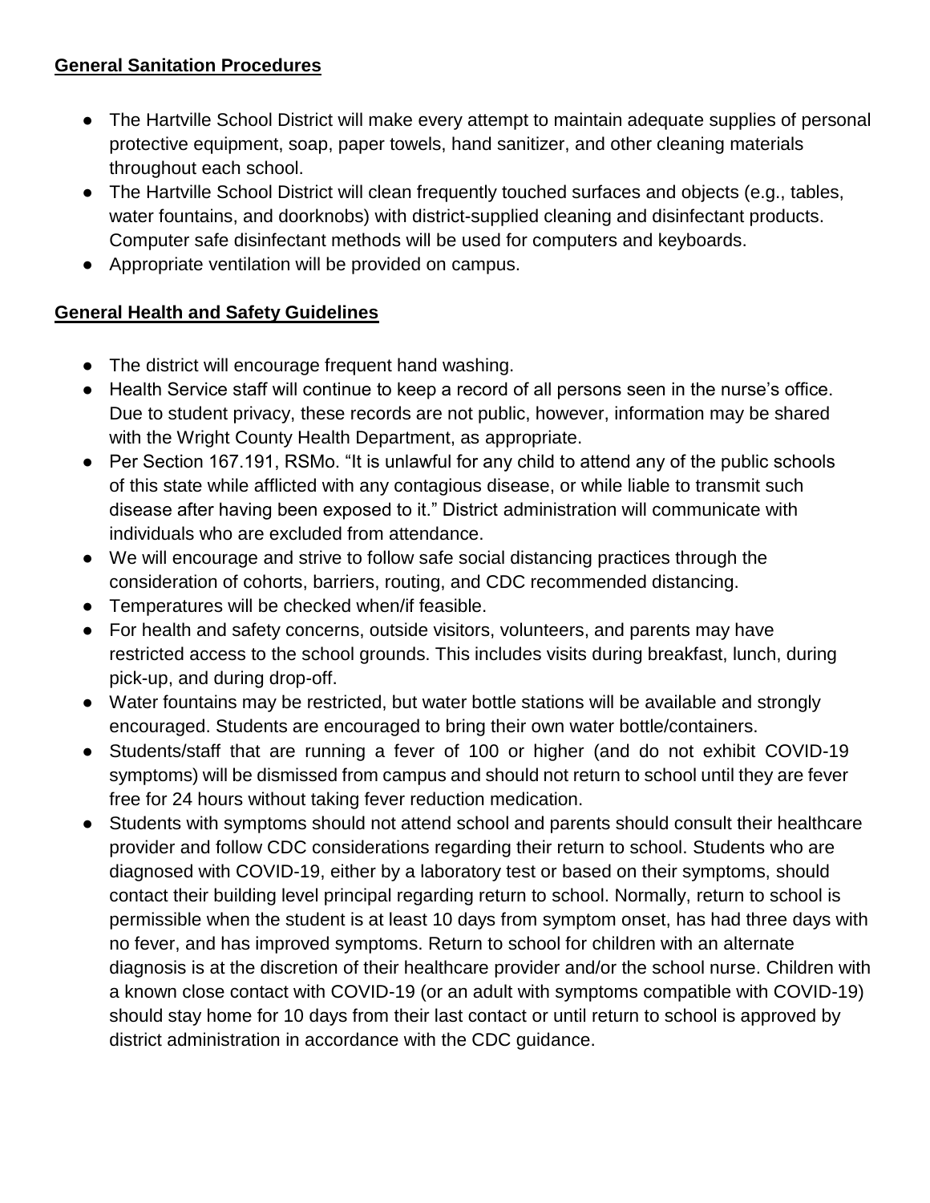## General Sanitation Procedures

- The Hartville School District will make every attempt to maintain adequate supplies of personal protective equipment, soap, paper towels, hand sanitizer, and other cleaning materials throughout each school.
- The Hartville School District will clean frequently touched surfaces and objects (e.g., tables, water fountains, and doorknobs) with district-supplied cleaning and disinfectant products. Computer safe disinfectant methods will be used for computers and keyboards.
- Appropriate ventilation will be provided on campus.

## General Health and Safety Guidelines

- The district will encourage frequent hand washing.
- Health Service staff will continue to keep a record of all persons seen in the nurse's office. Due to student privacy, these records are not public, however, information may be shared with the Wright County Health Department, as appropriate.
- Per Section 167.191, RSMo. "It is unlawful for any child to attend any of the public schools of this state while afflicted with any contagious disease, or while liable to transmit such disease after having been exposed to it." District administration will communicate with individuals who are excluded from attendance.
- We will encourage and strive to follow safe social distancing practices through the consideration of cohorts, barriers, routing, and CDC recommended distancing.
- Temperatures will be checked when/if feasible.
- For health and safety concerns, outside visitors, volunteers, and parents may have restricted access to the school grounds. This includes visits during breakfast, lunch, during pick-up, and during drop-off.
- Water fountains may be restricted, but water bottle stations will be available and strongly encouraged. Students are encouraged to bring their own water bottle/containers.
- Students/staff that are running a fever of 100 or higher (and do not exhibit COVID-19 symptoms) will be dismissed from campus and should not return to school until they are fever free for 24 hours without taking fever reduction medication.
- Students with symptoms should not attend school and parents should consult their healthcare provider and follow CDC considerations regarding their return to school. Students who are diagnosed with COVID-19, either by a laboratory test or based on their symptoms, should contact their building level principal regarding return to school. Normally, return to school is permissible when the student is at least 10 days from symptom onset, has had three days with no fever, and has improved symptoms. Return to school for children with an alternate diagnosis is at the discretion of their healthcare provider and/or the school nurse. Children with a known close contact with COVID-19 (or an adult with symptoms compatible with COVID-19) should stay home for 10 days from their last contact or until return to school is approved by district administration in accordance with the CDC guidance.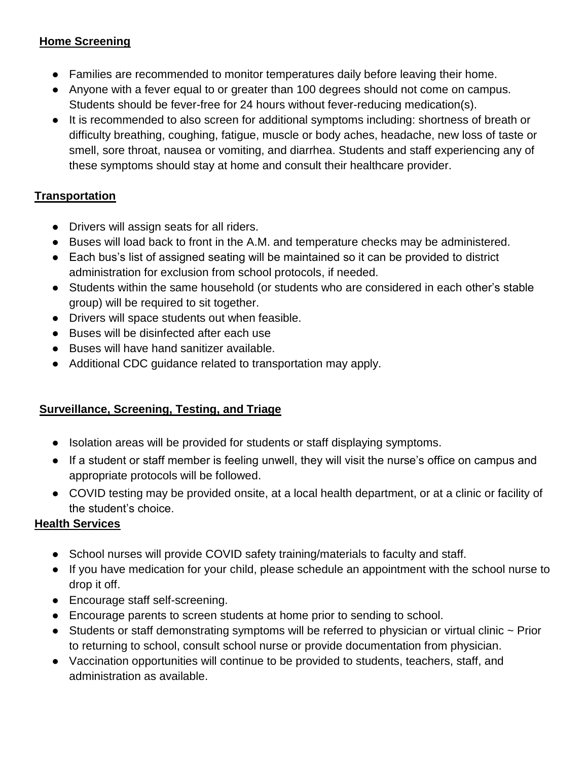## Home Screening

- Families are recommended to monitor temperatures daily before leaving their home.
- Anyone with a fever equal to or greater than 100 degrees should not come on campus. Students should be fever-free for 24 hours without fever-reducing medication(s).
- It is recommended to also screen for additional symptoms including: shortness of breath or difficulty breathing, coughing, fatigue, muscle or body aches, headache, new loss of taste or smell, sore throat, nausea or vomiting, and diarrhea. Students and staff experiencing any of these symptoms should stay at home and consult their healthcare provider.

## Transportation

- Drivers will assign seats for all riders.
- Buses will load back to front in the A.M. and temperature checks may be administered.
- Each bus's list of assigned seating will be maintained so it can be provided to district administration for exclusion from school protocols, if needed.
- Students within the same household (or students who are considered in each other's stable group) will be required to sit together.
- Drivers will space students out when feasible.
- Buses will be disinfected after each use
- Buses will have hand sanitizer available.
- Additional CDC guidance related to transportation may apply.

## Surveillance, Screening, Testing, and Triage

- Isolation areas will be provided for students or staff displaying symptoms.
- If a student or staff member is feeling unwell, they will visit the nurse's office on campus and appropriate protocols will be followed.
- COVID testing may be provided onsite, at a local health department, or at a clinic or facility of the student's choice.

## Health Services

- School nurses will provide COVID safety training/materials to faculty and staff.
- If you have medication for your child, please schedule an appointment with the school nurse to drop it off.
- Encourage staff self-screening.
- Encourage parents to screen students at home prior to sending to school.
- Students or staff demonstrating symptoms will be referred to physician or virtual clinic ~ Prior to returning to school, consult school nurse or provide documentation from physician.
- Vaccination opportunities will continue to be provided to students, teachers, staff, and administration as available.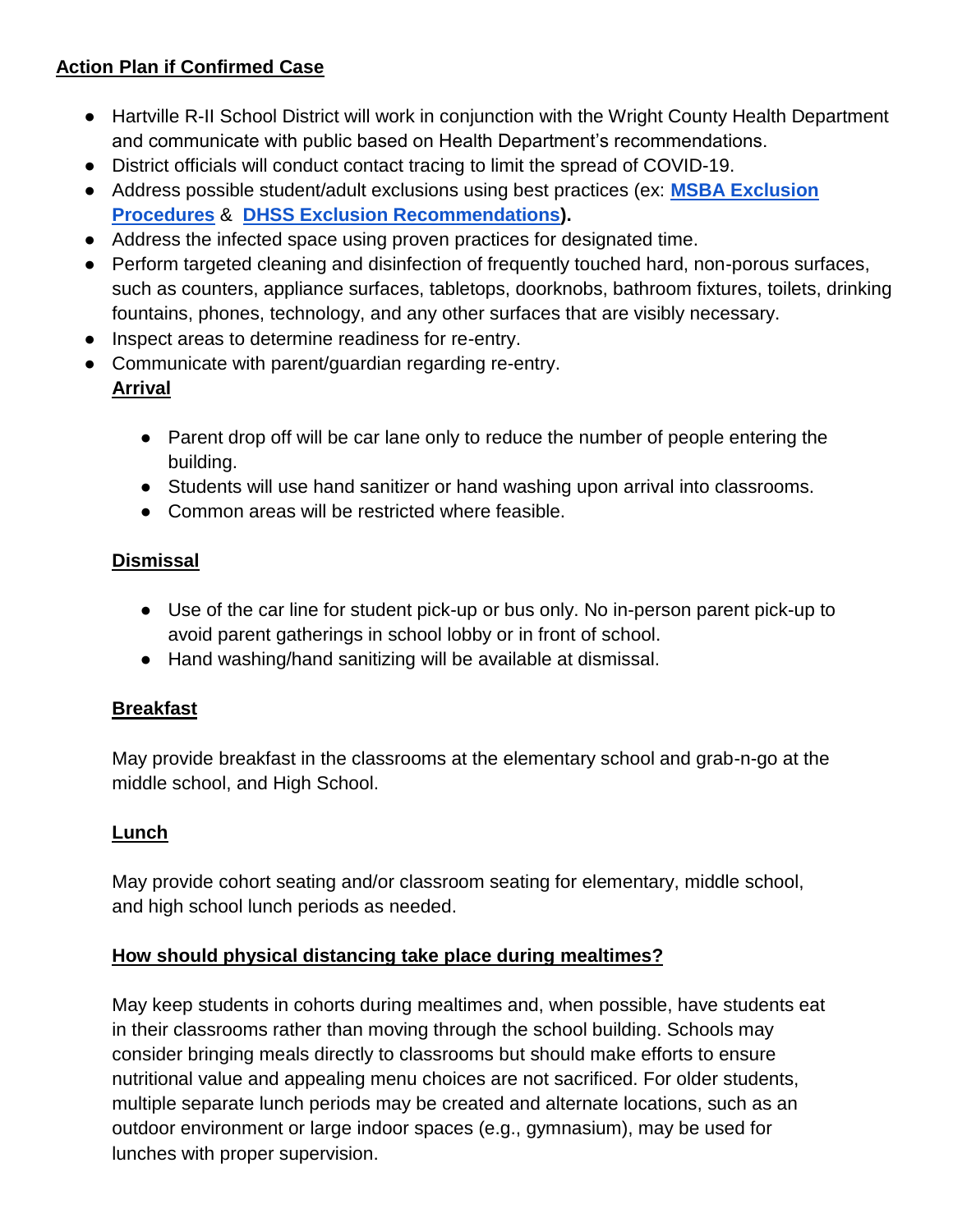**Action Plan if Confirmed Case**

- Hartville R-II School District will work in conjunction with the Wright County Health Department and communicate with public based on Health Department's recommendations.
- District officials will conduct contact tracing to limit the spread of COVID-19.
- Address possible student/adult exclusions using best practices (ex: **MSBA Exclusion Procedures** & **DHSS Exclusion Recommendations**).
- Address the infected space using proven practices for designated time.
- Perform targeted cleaning and disinfection of frequently touched hard, non-porous surfaces, such as counters, appliance surfaces, tabletops, doorknobs, bathroom fixtures, toilets, drinking fountains, phones, technology, and any other surfaces that are visibly necessary.
- Inspect areas to determine readiness for re-entry.
- Communicate with parent/guardian regarding re-entry.

**Arrival**

- Parent drop off will be car lane only to reduce the number of people entering the building.
- Students will use hand sanitizer or hand washing upon arrival into classrooms.
- Common areas will be restricted where feasible.

**Dismissal**

- Use of the car line for student pick-up or bus only. No in-person parent pick-up to avoid parent gatherings in school lobby or in front of school.
- Hand washing/hand sanitizing will be available at dismissal.

**Breakfast**

May provide breakfast in the classrooms at the elementary school and grab-n-go at the middle school, and High School.

**Lunch**

May provide cohort seating and/or classroom seating for elementary, middle school, and high school lunch periods as needed.

**How should physical distancing take place during mealtimes?**

May keep students in cohorts during mealtimes and, when possible, have students eat in their classrooms rather than moving through the school building. Schools may consider bringing meals directly to classrooms but should make efforts to ensure nutritional value and appealing menu choices are not sacrificed. For older students, multiple separate lunch periods may be created and alternate locations, such as an outdoor environment or large indoor spaces (e.g., gymnasium), may be used for lunches with proper supervision.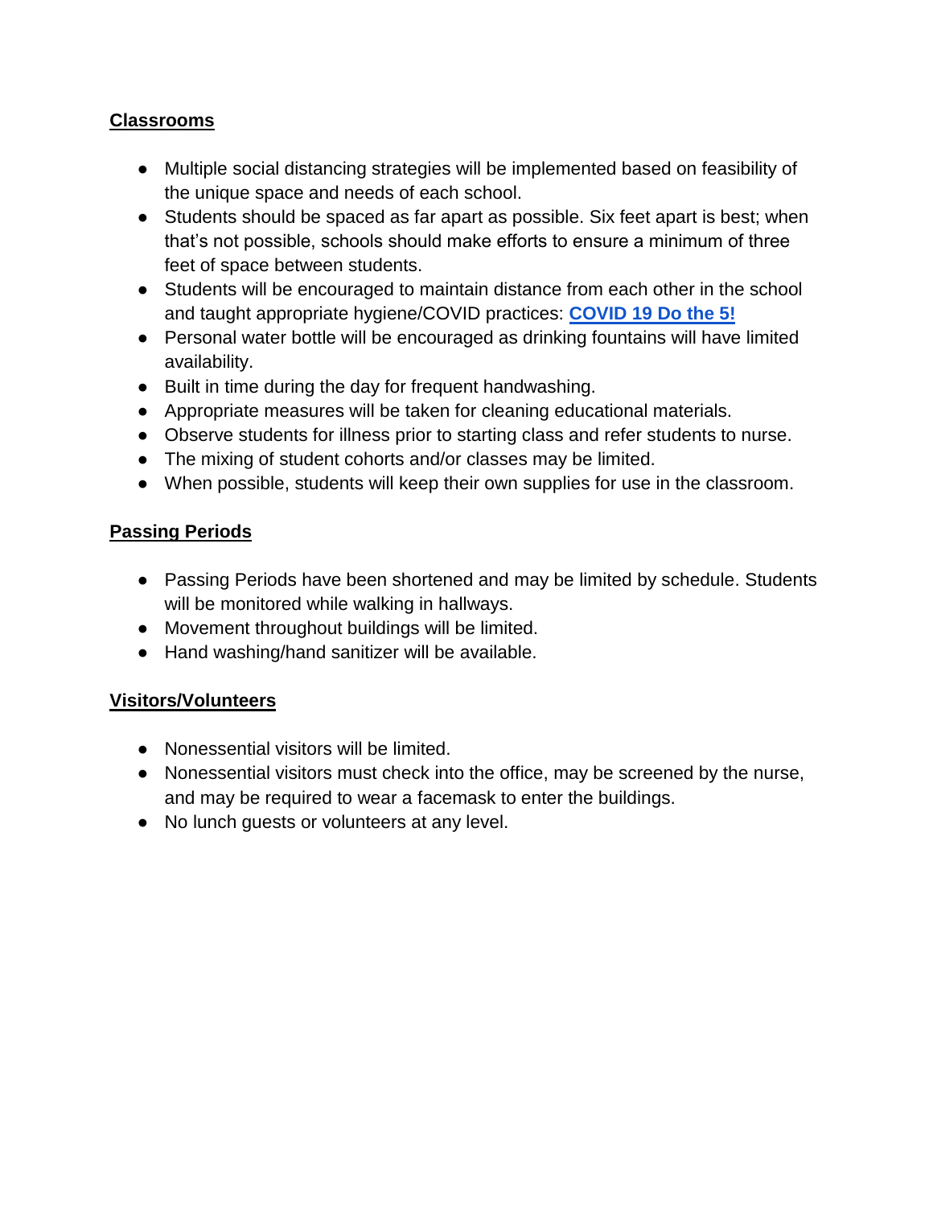## Classrooms

- Multiple social distancing strategies will be implemented based on feasibility of the unique space and needs of each school.
- Students should be spaced as far apart as possible. Six feet apart is best; when that's not possible, schools should make efforts to ensure a minimum of three feet of space between students.
- Students will be encouraged to maintain distance from each other in the school and taught appropriate hygiene/COVID practices: **COVID 19 Do the 5!**
- Personal water bottle will be encouraged as drinking fountains will have limited availability.
- Built in time during the day for frequent handwashing.
- Appropriate measures will be taken for cleaning educational materials.
- Observe students for illness prior to starting class and refer students to nurse.
- The mixing of student cohorts and/or classes may be limited.
- When possible, students will keep their own supplies for use in the classroom.

## Passing Periods

- Passing Periods have been shortened and may be limited by schedule. Students will be monitored while walking in hallways.
- Movement throughout buildings will be limited.
- Hand washing/hand sanitizer will be available.

## Visitors/Volunteers

- Nonessential visitors will be limited.
- Nonessential visitors must check into the office, may be screened by the nurse, and may be required to wear a facemask to enter the buildings.
- No lunch guests or volunteers at any level.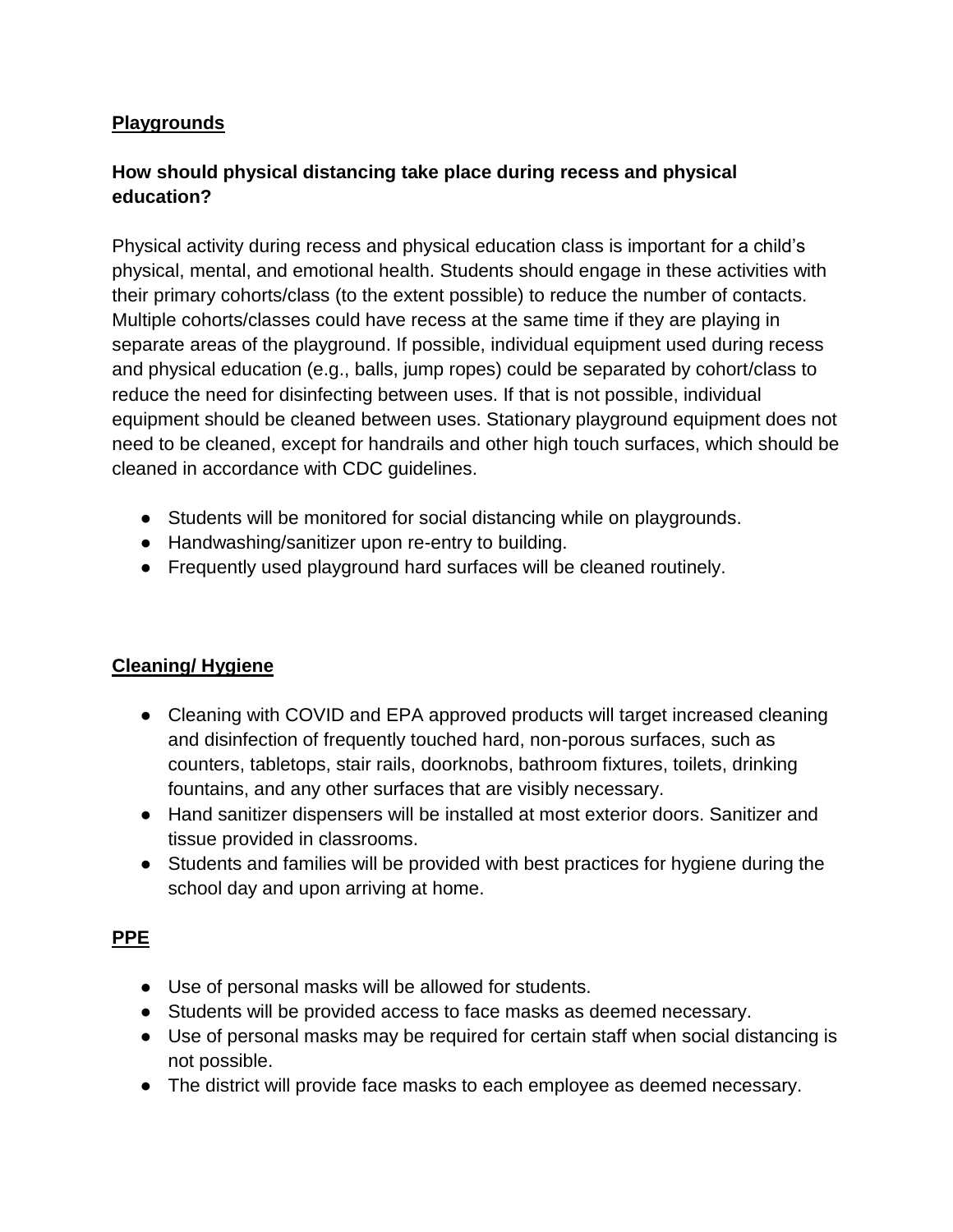## Playgrounds

### How should physical distancing take place during recess and physical education?

Physical activity during recess and physical education class is important for a child's physical, mental, and emotional health. Students should engage in these activities with their primary cohorts/class (to the extent possible) to reduce the number of contacts. Multiple cohorts/classes could have recess at the same time if they are playing in separate areas of the playground. If possible, individual equipment used during recess and physical education (e.g., balls, jump ropes) could be separated by cohort/class to reduce the need for disinfecting between uses. If that is not possible, individual equipment should be cleaned between uses. Stationary playground equipment does not need to be cleaned, except for handrails and other high touch surfaces, which should be cleaned in accordance with CDC guidelines.

- Students will be monitored for social distancing while on playgrounds.
- Handwashing/sanitizer upon re-entry to building.
- Frequently used playground hard surfaces will be cleaned routinely.

## Cleaning/ Hygiene

- Cleaning with COVID and EPA approved products will target increased cleaning and disinfection of frequently touched hard, non-porous surfaces, such as counters, tabletops, stair rails, doorknobs, bathroom fixtures, toilets, drinking fountains, and any other surfaces that are visibly necessary.
- Hand sanitizer dispensers will be installed at most exterior doors. Sanitizer and tissue provided in classrooms.
- Students and families will be provided with best practices for hygiene during the school day and upon arriving at home.

## PPE

- Use of personal masks will be allowed for students.
- Students will be provided access to face masks as deemed necessary.
- Use of personal masks may be required for certain staff when social distancing is not possible.
- The district will provide face masks to each employee as deemed necessary.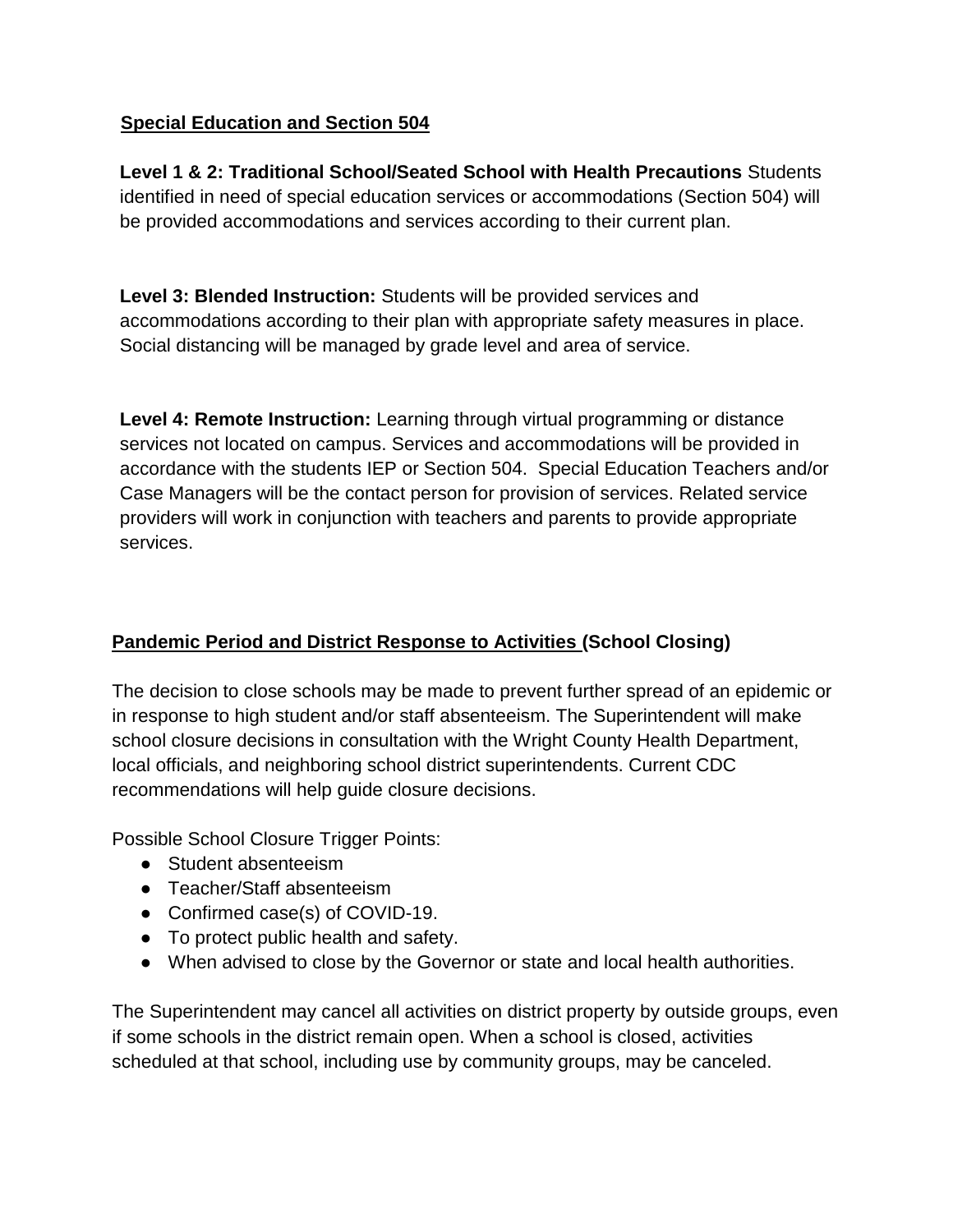## Special Education and Section 504

**Level 1 & 2: Traditional School/Seated School with Health Precautions** Students identified in need of special education services or accommodations (Section 504) will be provided accommodations and services according to their current plan.

**Level 3: Blended Instruction:** Students will be provided services and accommodations according to their plan with appropriate safety measures in place. Social distancing will be managed by grade level and area of service.

**Level 4: Remote Instruction:** Learning through virtual programming or distance services not located on campus. Services and accommodations will be provided in accordance with the students IEP or Section 504. Special Education Teachers and/or Case Managers will be the contact person for provision of services. Related service providers will work in conjunction with teachers and parents to provide appropriate services.

## Pandemic Period and District Response to Activities (School Closing)

The decision to close schools may be made to prevent further spread of an epidemic or in response to high student and/or staff absenteeism. The Superintendent will make school closure decisions in consultation with the Wright County Health Department, local officials, and neighboring school district superintendents. Current CDC recommendations will help guide closure decisions.

Possible School Closure Trigger Points:

- Student absenteeism
- Teacher/Staff absenteeism
- Confirmed case(s) of COVID-19.
- To protect public health and safety.
- When advised to close by the Governor or state and local health authorities.

The Superintendent may cancel all activities on district property by outside groups, even if some schools in the district remain open. When a school is closed, activities scheduled at that school, including use by community groups, may be canceled.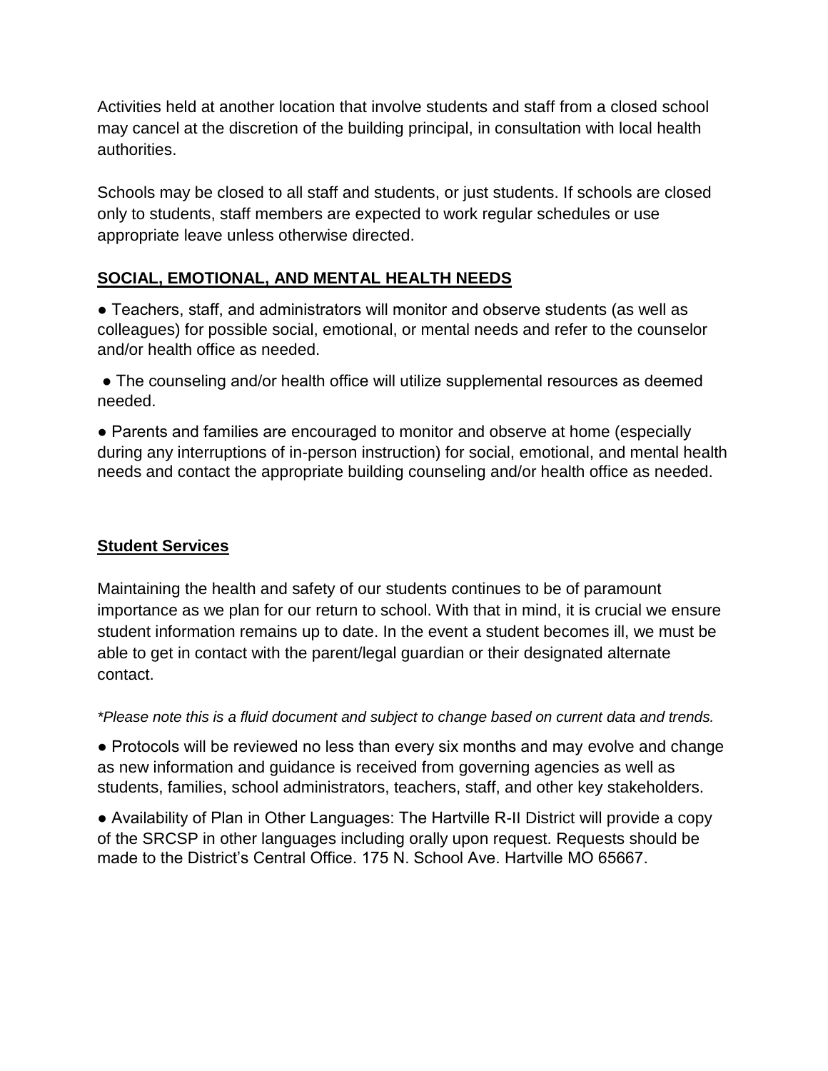Activities held at another location that involve students and staff from a closed school may cancel at the discretion of the building principal, in consultation with local health authorities.

Schools may be closed to all staff and students, or just students. If schools are closed only to students, staff members are expected to work regular schedules or use appropriate leave unless otherwise directed.

## **SOCIAL, EMOTIONAL, AND MENTAL HEALTH NEEDS**

● Teachers, staff, and administrators will monitor and observe students (as well as colleagues) for possible social, emotional, or mental needs and refer to the counselor and/or health office as needed.

● The counseling and/or health office will utilize supplemental resources as deemed needed.

● Parents and families are encouraged to monitor and observe at home (especially during any interruptions of in-person instruction) for social, emotional, and mental health needs and contact the appropriate building counseling and/or health office as needed.

## **Student Services**

Maintaining the health and safety of our students continues to be of paramount importance as we plan for our return to school. With that in mind, it is crucial we ensure student information remains up to date. In the event a student becomes ill, we must be able to get in contact with the parent/legal guardian or their designated alternate contact.

*\*Please note this is a fluid document and subject to change based on current data and trends.*

● Protocols will be reviewed no less than every six months and may evolve and change as new information and guidance is received from governing agencies as well as students, families, school administrators, teachers, staff, and other key stakeholders.

● Availability of Plan in Other Languages: The Hartville R-II District will provide a copy of the SRCSP in other languages including orally upon request. Requests should be made to the District's Central Office. 175 N. School Ave. Hartville MO 65667.